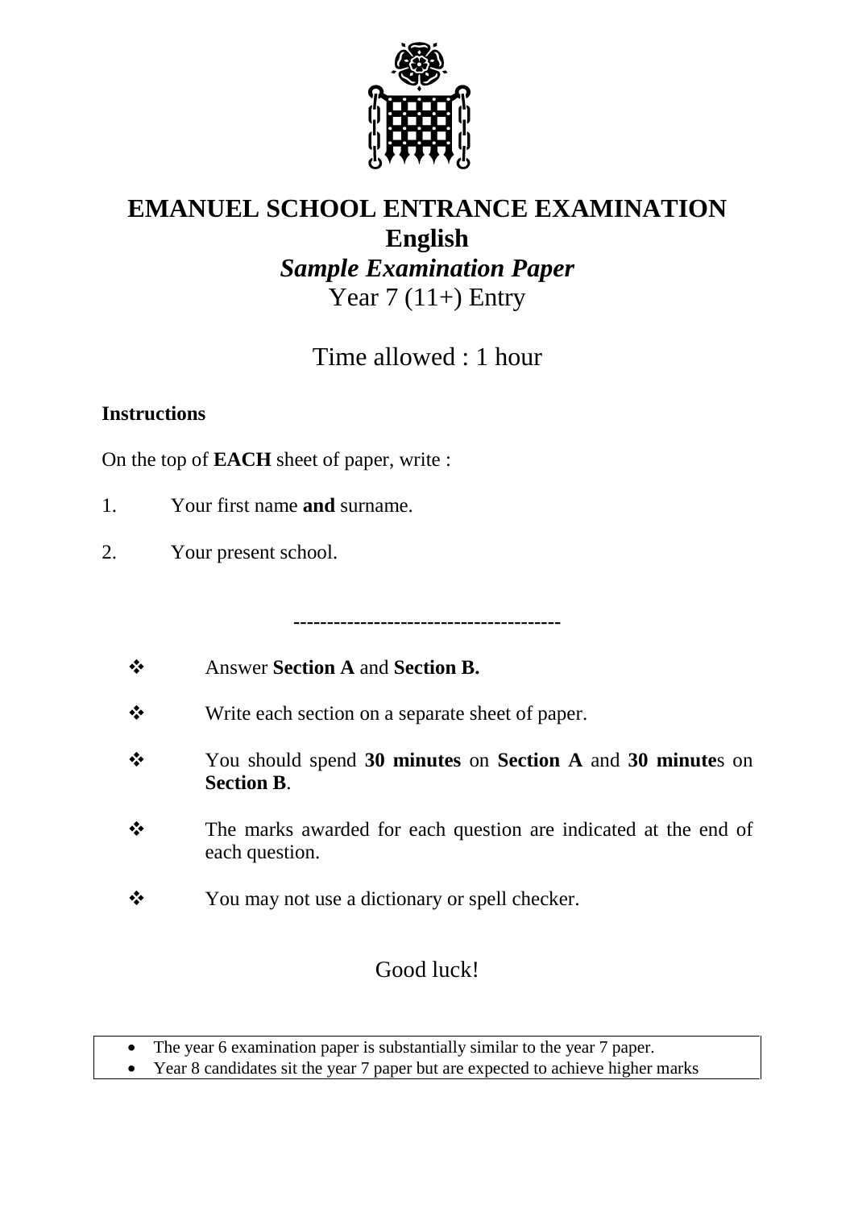# EMANUEL SCHOOL ENTRANCE EXAMINATION
## English
### *Sample Examination Paper*
Year 7 (11+) Entry

Time allowed : 1 hour

**Instructions**

On the top of **EACH** sheet of paper, write :

1. Your first name **and** surname.
2. Your present school.

---------------------------------------

- Answer **Section A** and **Section B.**
- Write each section on a separate sheet of paper.
- You should spend **30 minutes** on **Section A** and **30 minute**s on **Section B**.
- The marks awarded for each question are indicated at the end of each question.
- You may not use a dictionary or spell checker.

Good luck!

- The year 6 examination paper is substantially similar to the year 7 paper.
- Year 8 candidates sit the year 7 paper but are expected to achieve higher marks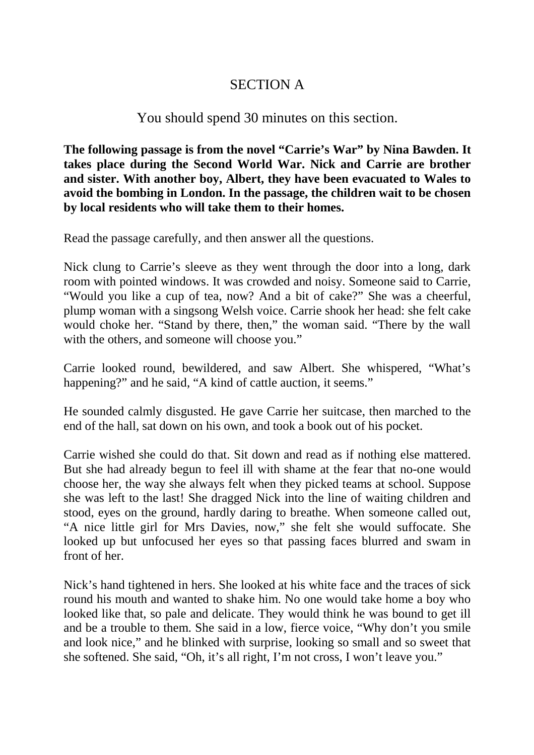# SECTION A

You should spend 30 minutes on this section.

**The following passage is from the novel "Carrie's War" by Nina Bawden. It takes place during the Second World War. Nick and Carrie are brother and sister. With another boy, Albert, they have been evacuated to Wales to avoid the bombing in London. In the passage, the children wait to be chosen by local residents who will take them to their homes.**

Read the passage carefully, and then answer all the questions.

Nick clung to Carrie's sleeve as they went through the door into a long, dark room with pointed windows. It was crowded and noisy. Someone said to Carrie, "Would you like a cup of tea, now? And a bit of cake?" She was a cheerful, plump woman with a singsong Welsh voice. Carrie shook her head: she felt cake would choke her. "Stand by there, then," the woman said. "There by the wall with the others, and someone will choose you."

Carrie looked round, bewildered, and saw Albert. She whispered, "What's happening?" and he said, "A kind of cattle auction, it seems."

He sounded calmly disgusted. He gave Carrie her suitcase, then marched to the end of the hall, sat down on his own, and took a book out of his pocket.

Carrie wished she could do that. Sit down and read as if nothing else mattered. But she had already begun to feel ill with shame at the fear that no-one would choose her, the way she always felt when they picked teams at school. Suppose she was left to the last! She dragged Nick into the line of waiting children and stood, eyes on the ground, hardly daring to breathe. When someone called out, "A nice little girl for Mrs Davies, now," she felt she would suffocate. She looked up but unfocused her eyes so that passing faces blurred and swam in front of her.

Nick's hand tightened in hers. She looked at his white face and the traces of sick round his mouth and wanted to shake him. No one would take home a boy who looked like that, so pale and delicate. They would think he was bound to get ill and be a trouble to them. She said in a low, fierce voice, "Why don't you smile and look nice," and he blinked with surprise, looking so small and so sweet that she softened. She said, "Oh, it's all right, I'm not cross, I won't leave you."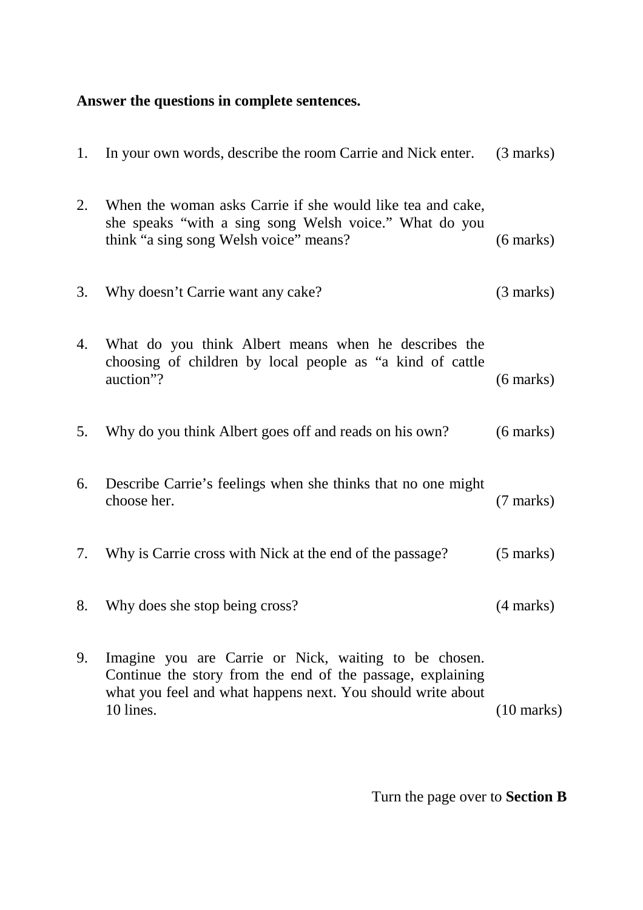**Answer the questions in complete sentences.**

1. In your own words, describe the room Carrie and Nick enter. (3 marks)

2. When the woman asks Carrie if she would like tea and cake, she speaks "with a sing song Welsh voice." What do you think "a sing song Welsh voice" means? (6 marks)

3. Why doesn't Carrie want any cake? (3 marks)

4. What do you think Albert means when he describes the choosing of children by local people as "a kind of cattle auction"? (6 marks)

5. Why do you think Albert goes off and reads on his own? (6 marks)

6. Describe Carrie's feelings when she thinks that no one might choose her. (7 marks)

7. Why is Carrie cross with Nick at the end of the passage? (5 marks)

8. Why does she stop being cross? (4 marks)

9. Imagine you are Carrie or Nick, waiting to be chosen. Continue the story from the end of the passage, explaining what you feel and what happens next. You should write about 10 lines. (10 marks)

Turn the page over to **Section B**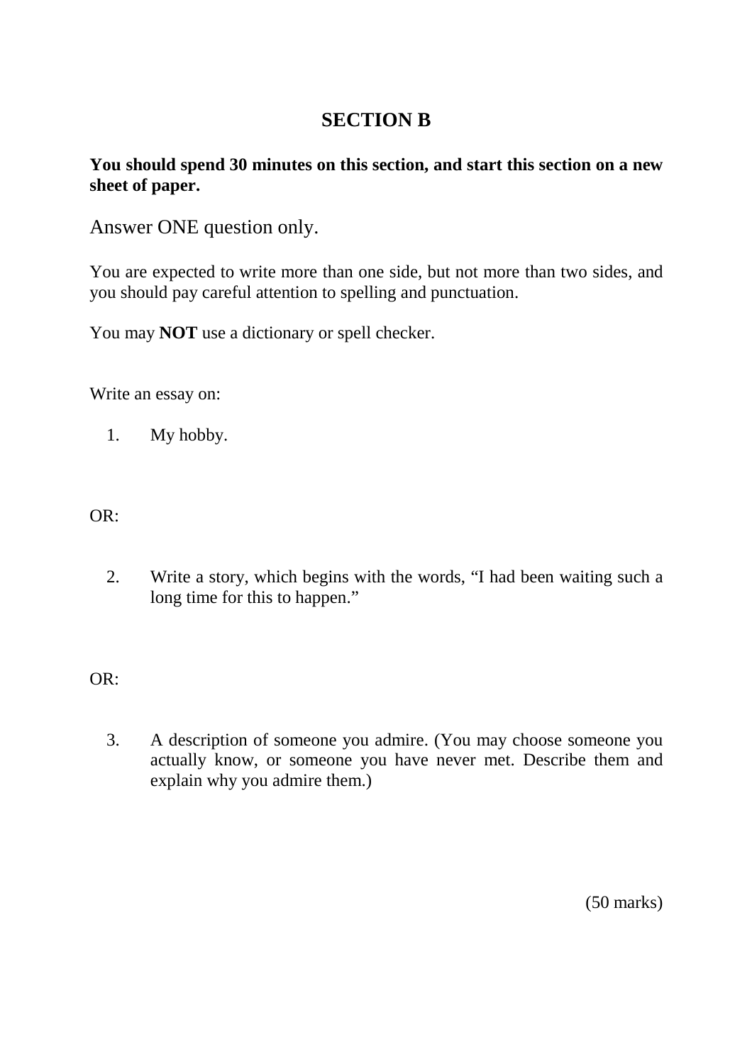## SECTION B

**You should spend 30 minutes on this section, and start this section on a new sheet of paper.**

Answer ONE question only.

You are expected to write more than one side, but not more than two sides, and you should pay careful attention to spelling and punctuation.

You may **NOT** use a dictionary or spell checker.

Write an essay on:

1. My hobby.

OR:

2. Write a story, which begins with the words, “I had been waiting such a long time for this to happen.”

OR:

3. A description of someone you admire. (You may choose someone you actually know, or someone you have never met. Describe them and explain why you admire them.)

(50 marks)